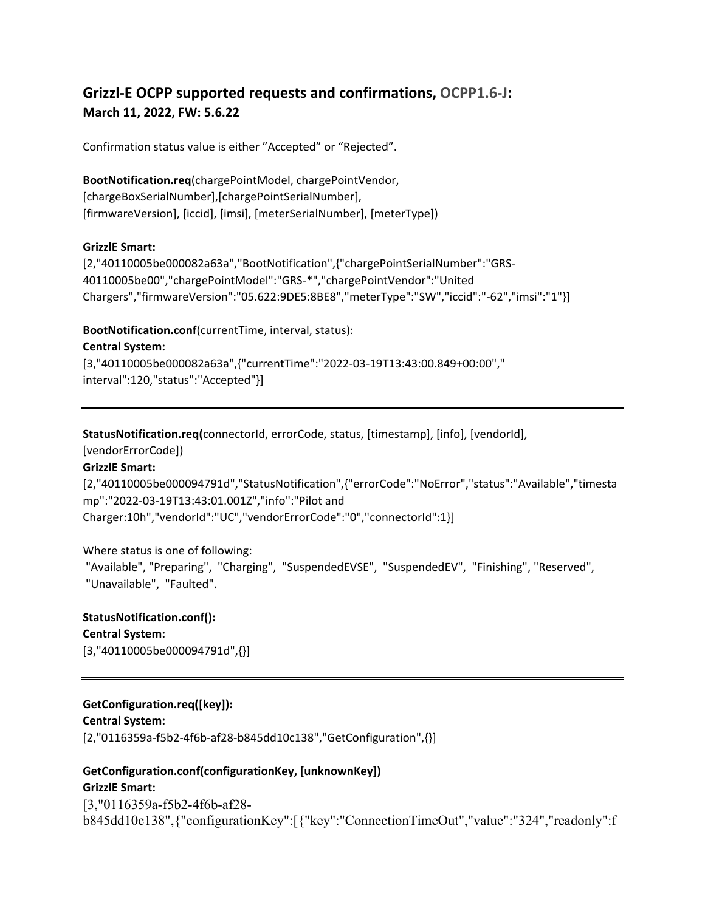## Grizzl-E OCPP supported requests and confirmations, OCPP1.6-J:

### March 11, 2022, FW: 5.6.22

Confirmation status value is either "Accepted" or "Rejected".

**BootNotification.req**(chargePointModel, chargePointVendor, [chargeBoxSerialNumber],[chargePointSerialNumber], [firmwareVersion], [iccid], [imsi], [meterSerialNumber], [meterType])

**GrizzlE Smart:**

[2,"40110005be000082a63a","BootNotification",{"chargePointSerialNumber":"GRS-40110005be00","chargePointModel":"GRS-*","chargePointVendor":"United Chargers","firmwareVersion":"05.622:9DE5:8BE8","meterType":"SW","iccid":"-62","imsi":"1"}]

**BootNotification.conf**(currentTime, interval, status):

**Central System:**

[3,"40110005be000082a63a",{"currentTime":"2022-03-19T13:43:00.849+00:00"," interval":120,"status":"Accepted"}]

---

**StatusNotification.req(**connectorId, errorCode, status, [timestamp], [info], [vendorId], [vendorErrorCode])

**GrizzlE Smart:**

[2,"40110005be000094791d","StatusNotification",{"errorCode":"NoError","status":"Available","timestamp":"2022-03-19T13:43:01.001Z","info":"Pilot and Charger:10h","vendorId":"UC","vendorErrorCode":"0","connectorId":1}]

Where status is one of following:
"Available", "Preparing", "Charging", "SuspendedEVSE", "SuspendedEV", "Finishing", "Reserved", "Unavailable", "Faulted".

**StatusNotification.conf():**

**Central System:**

[3,"40110005be000094791d",{}]

---

**GetConfiguration.req([key]):**

**Central System:**

[2,"0116359a-f5b2-4f6b-af28-b845dd10c138","GetConfiguration",{}]

**GetConfiguration.conf(configurationKey, [unknownKey])**

**GrizzlE Smart:**

[3,"0116359a-f5b2-4f6b-af28-b845dd10c138",{"configurationKey":[{"key":"ConnectionTimeOut","value":"324","readonly":f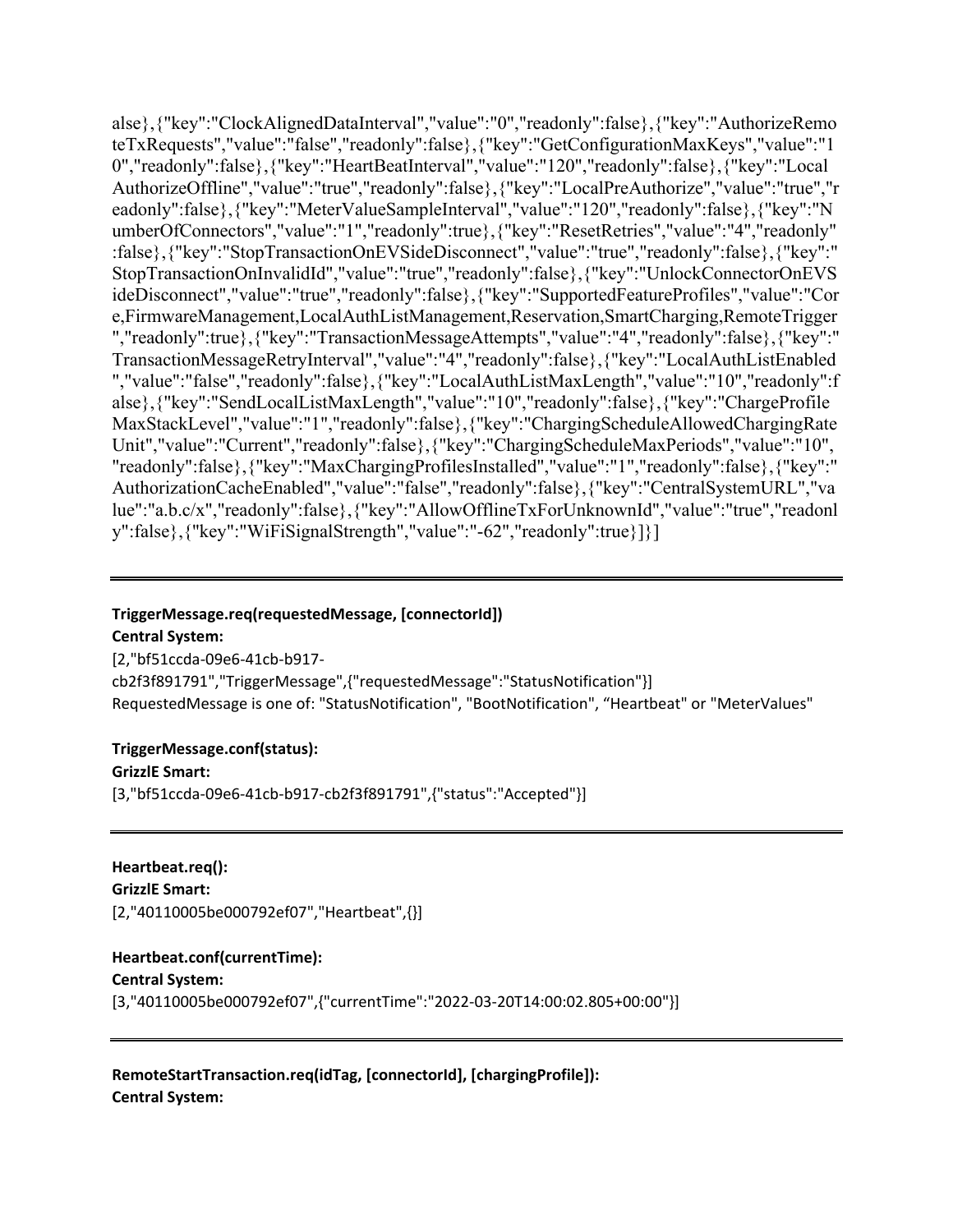alse},{"key":"ClockAlignedDataInterval","value":"0","readonly":false},{"key":"AuthorizeRemoteTxRequests","value":"false","readonly":false},{"key":"GetConfigurationMaxKeys","value":"10","readonly":false},{"key":"HeartBeatInterval","value":"120","readonly":false},{"key":"LocalAuthorizeOffline","value":"true","readonly":false},{"key":"LocalPreAuthorize","value":"true","readonly":false},{"key":"MeterValueSampleInterval","value":"120","readonly":false},{"key":"NumberOfConnectors","value":"1","readonly":true},{"key":"ResetRetries","value":"4","readonly":false},{"key":"StopTransactionOnEVSideDisconnect","value":"true","readonly":false},{"key":"StopTransactionOnInvalidId","value":"true","readonly":false},{"key":"UnlockConnectorOnEVSideDisconnect","value":"true","readonly":false},{"key":"SupportedFeatureProfiles","value":"Core,FirmwareManagement,LocalAuthListManagement,Reservation,SmartCharging,RemoteTrigger","readonly":true},{"key":"TransactionMessageAttempts","value":"4","readonly":false},{"key":"TransactionMessageRetryInterval","value":"4","readonly":false},{"key":"LocalAuthListEnabled","value":"false","readonly":false},{"key":"LocalAuthListMaxLength","value":"10","readonly":false},{"key":"SendLocalListMaxLength","value":"10","readonly":false},{"key":"ChargeProfileMaxStackLevel","value":"1","readonly":false},{"key":"ChargingScheduleAllowedChargingRateUnit","value":"Current","readonly":false},{"key":"ChargingScheduleMaxPeriods","value":"10","readonly":false},{"key":"MaxChargingProfilesInstalled","value":"1","readonly":false},{"key":"AuthorizationCacheEnabled","value":"false","readonly":false},{"key":"CentralSystemURL","value":"a.b.c/x","readonly":false},{"key":"AllowOfflineTxForUnknownId","value":"true","readonly":false},{"key":"WiFiSignalStrength","value":"-62","readonly":true}]}]

---

**TriggerMessage.req(requestedMessage, [connectorId])**

**Central System:**

[2,"bf51ccda-09e6-41cb-b917-cb2f3f891791","TriggerMessage",{"requestedMessage":"StatusNotification"}]

RequestedMessage is one of: "StatusNotification", "BootNotification", "Heartbeat" or "MeterValues"

**TriggerMessage.conf(status):**

**GrizzlE Smart:**

[3,"bf51ccda-09e6-41cb-b917-cb2f3f891791",{"status":"Accepted"}]

---

**Heartbeat.req():**

**GrizzlE Smart:**

[2,"40110005be000792ef07","Heartbeat",{}]

**Heartbeat.conf(currentTime):**

**Central System:**

[3,"40110005be000792ef07",{"currentTime":"2022-03-20T14:00:02.805+00:00"}]

---

**RemoteStartTransaction.req(idTag, [connectorId], [chargingProfile]):**

**Central System:**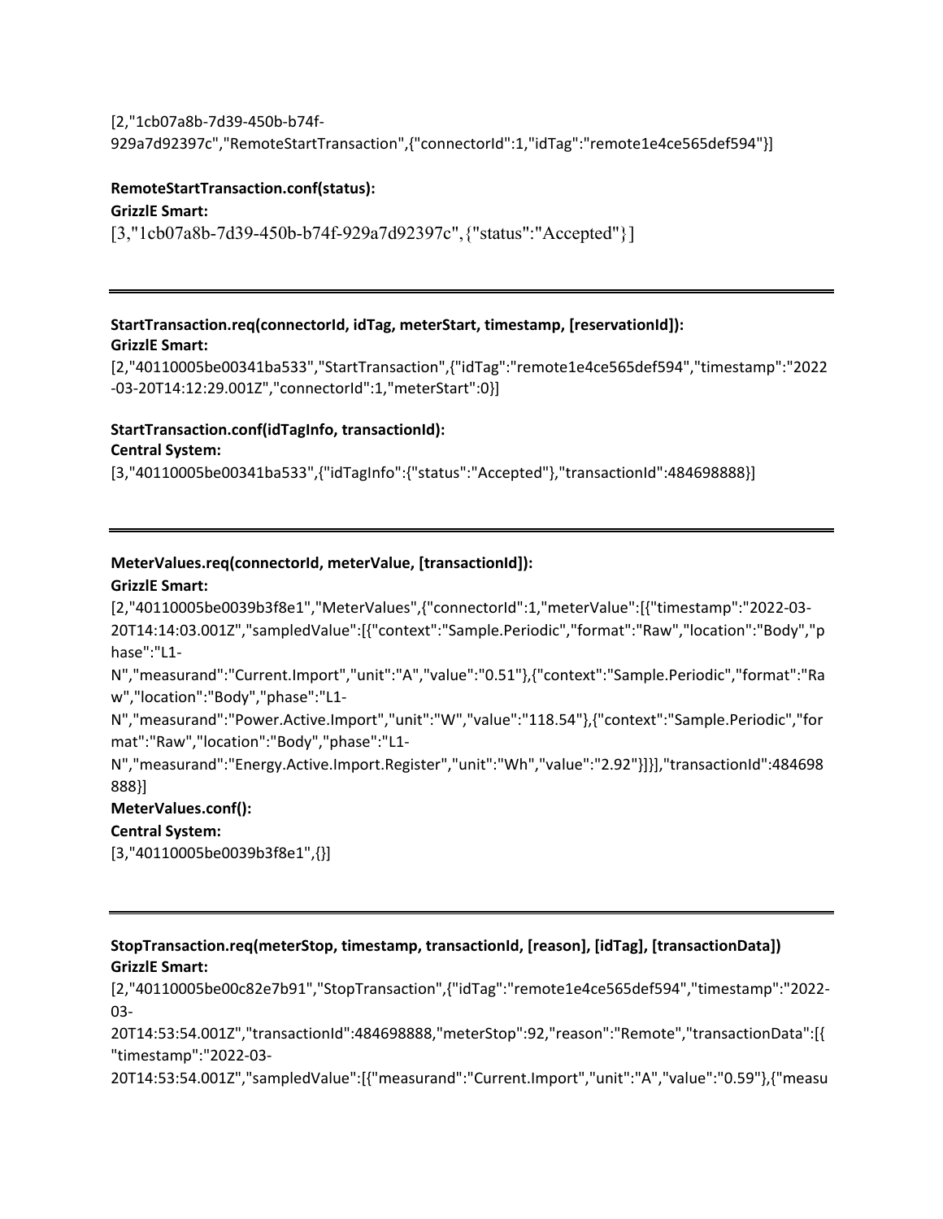```
[2,"1cb07a8b-7d39-450b-b74f-929a7d92397c","RemoteStartTransaction",{"connectorId":1,"idTag":"remote1e4ce565def594"}]
```

**RemoteStartTransaction.conf(status):**

**GrizzlE Smart:**

```
[3,"1cb07a8b-7d39-450b-b74f-929a7d92397c",{"status":"Accepted"}]
```

---

**StartTransaction.req(connectorId, idTag, meterStart, timestamp, [reservationId]):**

**GrizzlE Smart:**

```
[2,"40110005be00341ba533","StartTransaction",{"idTag":"remote1e4ce565def594","timestamp":"2022-03-20T14:12:29.001Z","connectorId":1,"meterStart":0}]
```

**StartTransaction.conf(idTagInfo, transactionId):**

**Central System:**

```
[3,"40110005be00341ba533",{"idTagInfo":{"status":"Accepted"},"transactionId":484698888}]
```

---

**MeterValues.req(connectorId, meterValue, [transactionId]):**

**GrizzlE Smart:**

```
[2,"40110005be0039b3f8e1","MeterValues",{"connectorId":1,"meterValue":[{"timestamp":"2022-03-20T14:14:03.001Z","sampledValue":[{"context":"Sample.Periodic","format":"Raw","location":"Body","phase":"L1-N","measurand":"Current.Import","unit":"A","value":"0.51"},{"context":"Sample.Periodic","format":"Raw","location":"Body","phase":"L1-N","measurand":"Power.Active.Import","unit":"W","value":"118.54"},{"context":"Sample.Periodic","format":"Raw","location":"Body","phase":"L1-N","measurand":"Energy.Active.Import.Register","unit":"Wh","value":"2.92"}]}],"transactionId":484698888}]
```

**MeterValues.conf():**

**Central System:**

```
[3,"40110005be0039b3f8e1",{}]
```

---

**StopTransaction.req(meterStop, timestamp, transactionId, [reason], [idTag], [transactionData])**

**GrizzlE Smart:**

```
[2,"40110005be00c82e7b91","StopTransaction",{"idTag":"remote1e4ce565def594","timestamp":"2022-03-20T14:53:54.001Z","transactionId":484698888,"meterStop":92,"reason":"Remote","transactionData":[{"timestamp":"2022-03-20T14:53:54.001Z","sampledValue":[{"measurand":"Current.Import","unit":"A","value":"0.59"},{"measu
```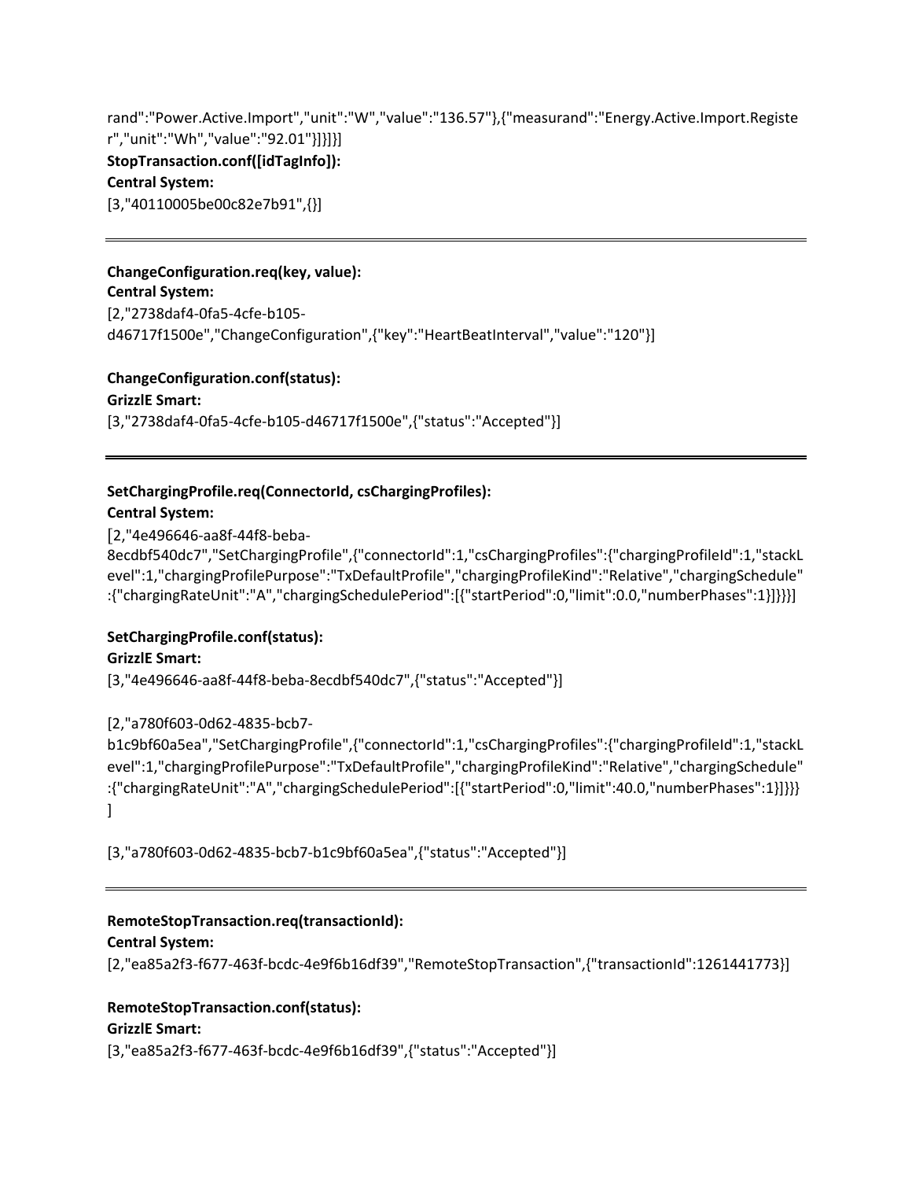rand":"Power.Active.Import","unit":"W","value":"136.57"},{"measurand":"Energy.Active.Import.Register","unit":"Wh","value":"92.01"}]}]}]

**StopTransaction.conf([idTagInfo]):**

**Central System:**

[3,"40110005be00c82e7b91",{}]

---

**ChangeConfiguration.req(key, value):**

**Central System:**

[2,"2738daf4-0fa5-4cfe-b105-d46717f1500e","ChangeConfiguration",{"key":"HeartBeatInterval","value":"120"}]

**ChangeConfiguration.conf(status):**

**GrizzlE Smart:**

[3,"2738daf4-0fa5-4cfe-b105-d46717f1500e",{"status":"Accepted"}]

---

**SetChargingProfile.req(ConnectorId, csChargingProfiles):**

**Central System:**

[2,"4e496646-aa8f-44f8-beba-8ecdbf540dc7","SetChargingProfile",{"connectorId":1,"csChargingProfiles":{"chargingProfileId":1,"stackLevel":1,"chargingProfilePurpose":"TxDefaultProfile","chargingProfileKind":"Relative","chargingSchedule":{"chargingRateUnit":"A","chargingSchedulePeriod":[{"startPeriod":0,"limit":0.0,"numberPhases":1}]}}}]

**SetChargingProfile.conf(status):**

**GrizzlE Smart:**

[3,"4e496646-aa8f-44f8-beba-8ecdbf540dc7",{"status":"Accepted"}]

[2,"a780f603-0d62-4835-bcb7-b1c9bf60a5ea","SetChargingProfile",{"connectorId":1,"csChargingProfiles":{"chargingProfileId":1,"stackLevel":1,"chargingProfilePurpose":"TxDefaultProfile","chargingProfileKind":"Relative","chargingSchedule":{"chargingRateUnit":"A","chargingSchedulePeriod":[{"startPeriod":0,"limit":40.0,"numberPhases":1}]}}}]

[3,"a780f603-0d62-4835-bcb7-b1c9bf60a5ea",{"status":"Accepted"}]

---

**RemoteStopTransaction.req(transactionId):**

**Central System:**

[2,"ea85a2f3-f677-463f-bcdc-4e9f6b16df39","RemoteStopTransaction",{"transactionId":1261441773}]

**RemoteStopTransaction.conf(status):**

**GrizzlE Smart:**

[3,"ea85a2f3-f677-463f-bcdc-4e9f6b16df39",{"status":"Accepted"}]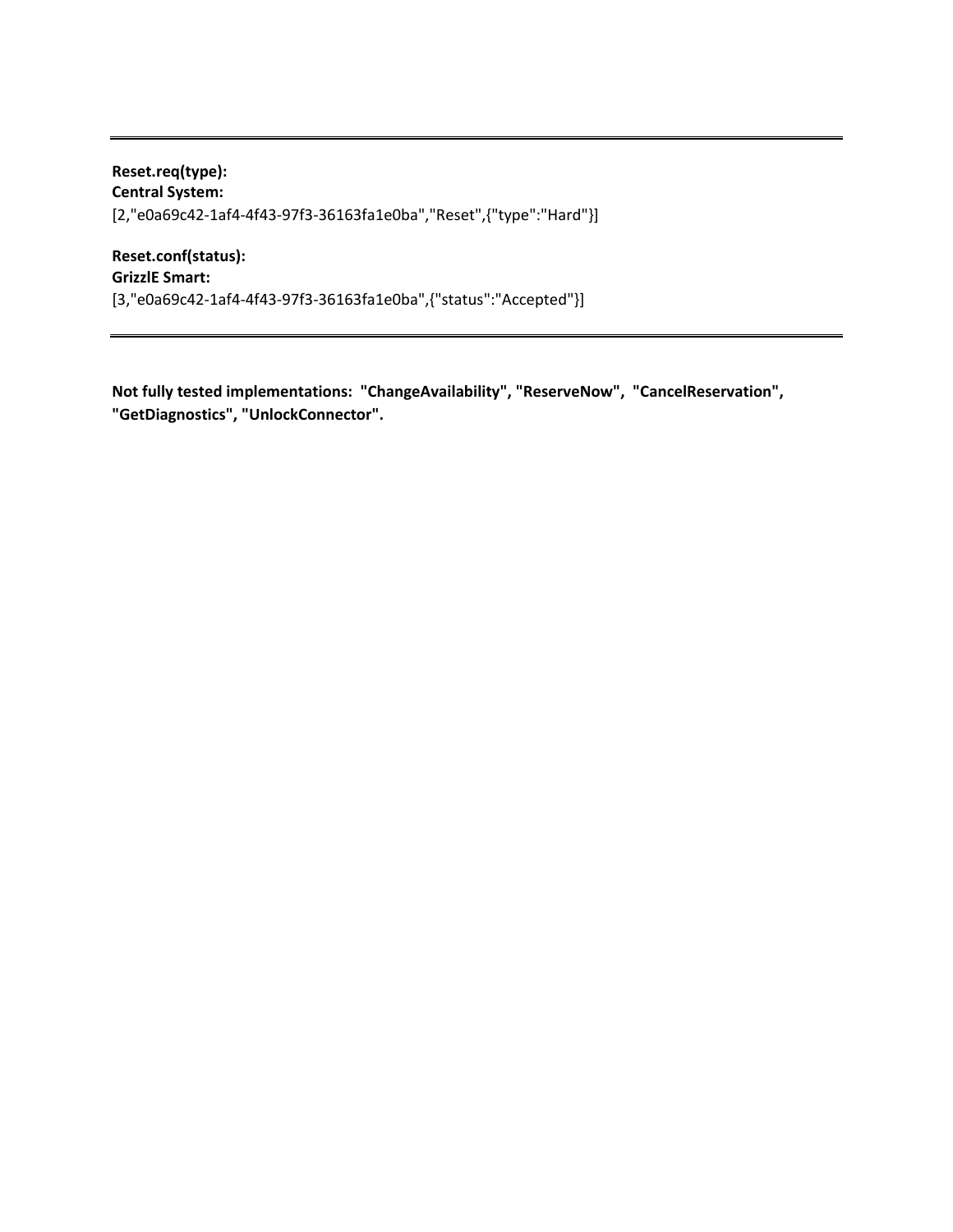---

**Reset.req(type):**
**Central System:**
[2,"e0a69c42-1af4-4f43-97f3-36163fa1e0ba","Reset",{"type":"Hard"}]

**Reset.conf(status):**
**GrizzlE Smart:**
[3,"e0a69c42-1af4-4f43-97f3-36163fa1e0ba",{"status":"Accepted"}]

---

**Not fully tested implementations: "ChangeAvailability", "ReserveNow", "CancelReservation", "GetDiagnostics", "UnlockConnector".**